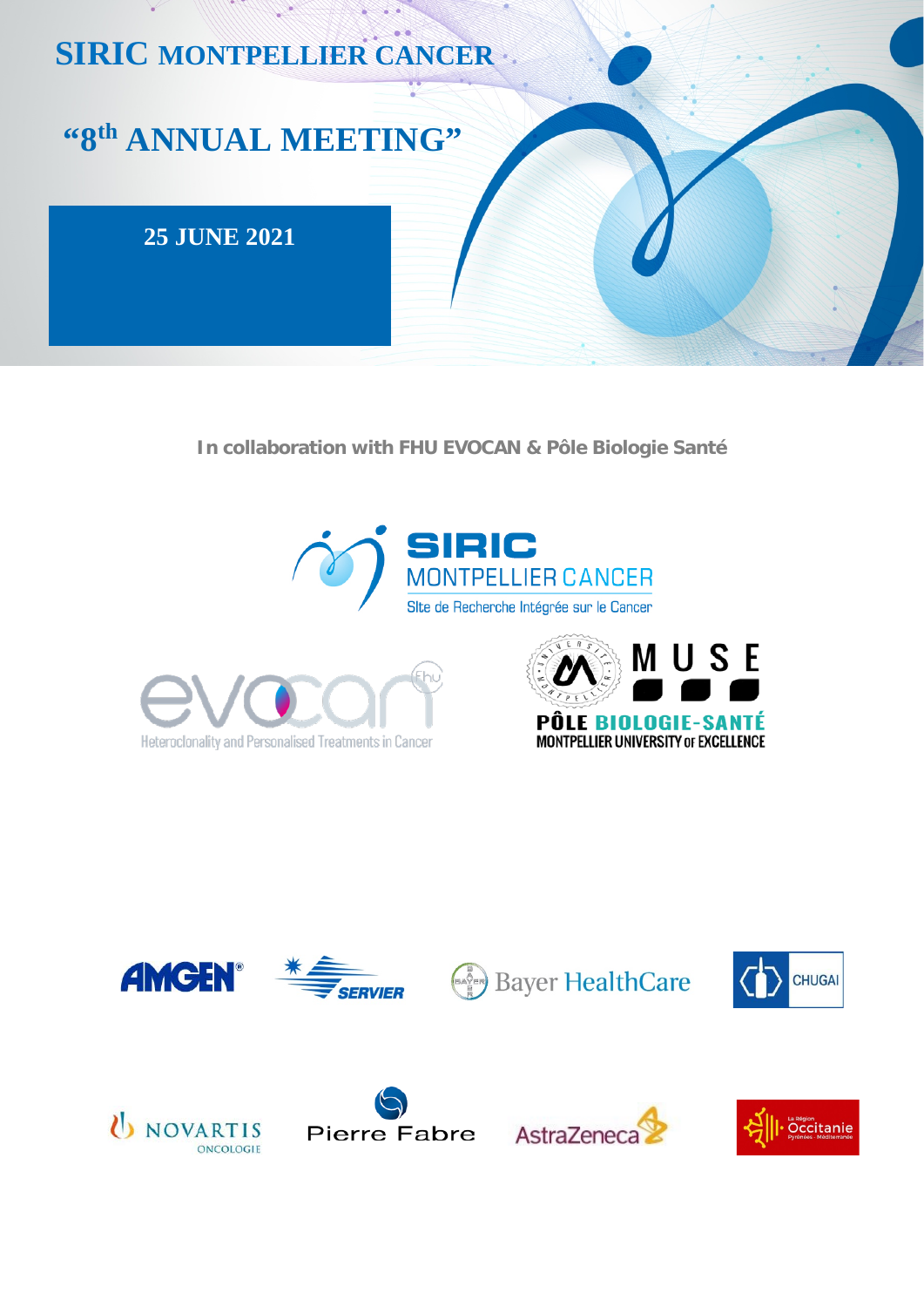# SIRIC MONTPELLIER CANCER

## “8th ANNUAL MEETING”

**25 JUNE 2021**

**In collaboration with FHU EVOCAN & Pôle Biologie Santé**

SIRIC MONTPELLIER CANCER
SIte de Recherche Intégrée sur le Cancer

evocan Fhu
Heteroclonality and Personalised Treatments in Cancer

MUSE
PÔLE BIOLOGIE-SANTÉ
MONTPELLIER UNIVERSITY OF EXCELLENCE

AMGEN® SERVIER Bayer HealthCare CHUGAI

NOVARTIS ONCOLOGIE Pierre Fabre AstraZeneca La Région Occitanie Pyrénées - Méditerranée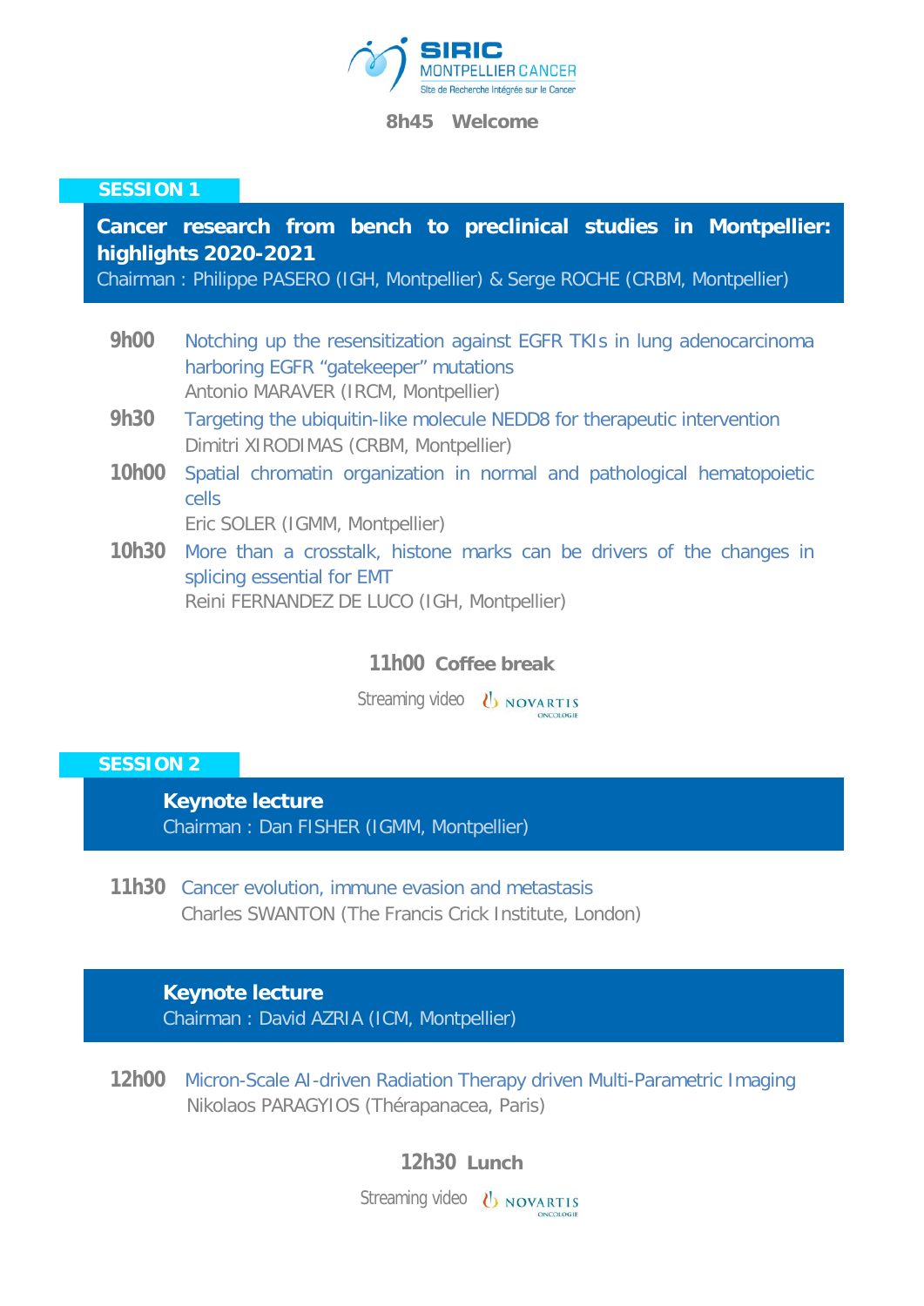**SIRIC MONTPELLIER CANCER**
Site de Recherche Intégrée sur le Cancer

**8h45 Welcome**

## SESSION 1

### Cancer research from bench to preclinical studies in Montpellier: highlights 2020-2021

Chairman : Philippe PASERO (IGH, Montpellier) & Serge ROCHE (CRBM, Montpellier)

**9h00** Notching up the resensitization against EGFR TKIs in lung adenocarcinoma harboring EGFR "gatekeeper" mutations
Antonio MARAVER (IRCM, Montpellier)

**9h30** Targeting the ubiquitin-like molecule NEDD8 for therapeutic intervention
Dimitri XIRODIMAS (CRBM, Montpellier)

**10h00** Spatial chromatin organization in normal and pathological hematopoietic cells
Eric SOLER (IGMM, Montpellier)

**10h30** More than a crosstalk, histone marks can be drivers of the changes in splicing essential for EMT
Reini FERNANDEZ DE LUCO (IGH, Montpellier)

**11h00 Coffee break**

Streaming video NOVARTIS ONCOLOGIE

## SESSION 2

### Keynote lecture

Chairman : Dan FISHER (IGMM, Montpellier)

**11h30** Cancer evolution, immune evasion and metastasis
Charles SWANTON (The Francis Crick Institute, London)

### Keynote lecture

Chairman : David AZRIA (ICM, Montpellier)

**12h00** Micron-Scale AI-driven Radiation Therapy driven Multi-Parametric Imaging
Nikolaos PARAGYIOS (Thérapanacea, Paris)

**12h30 Lunch**

Streaming video NOVARTIS ONCOLOGIE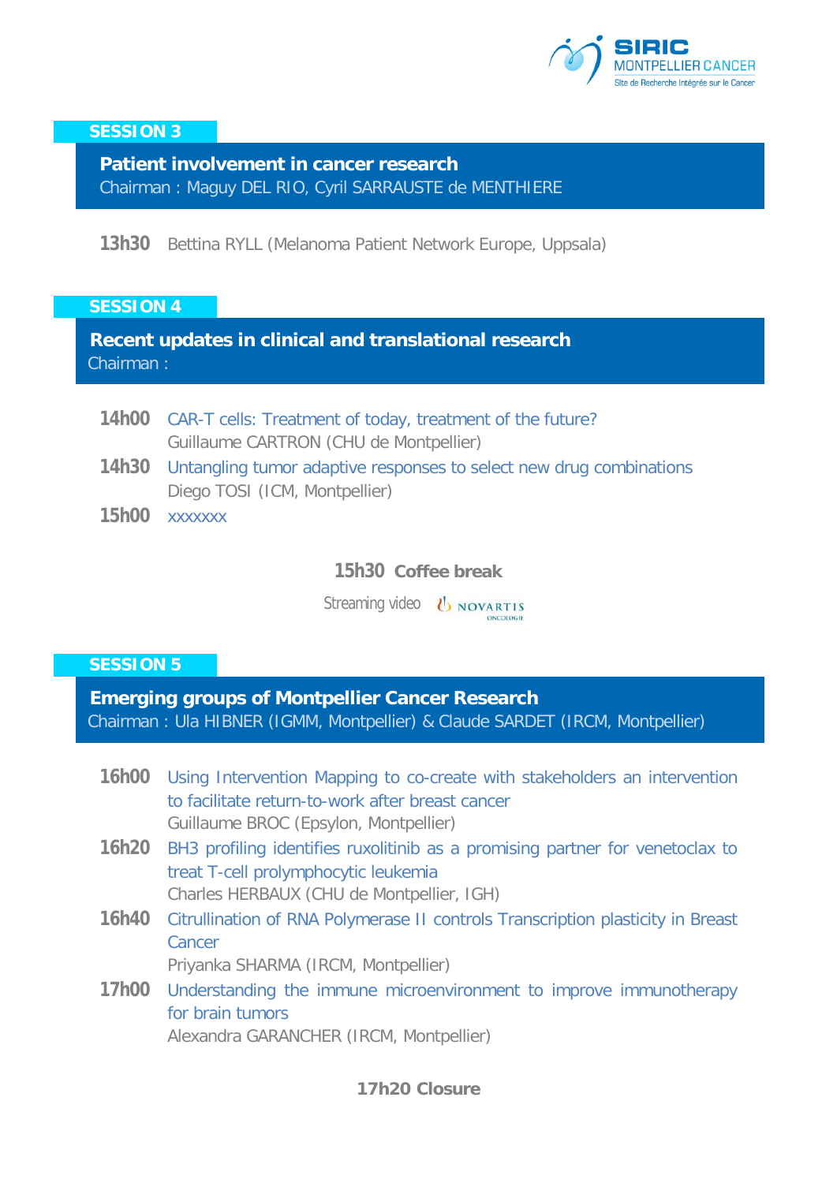SIRIC MONTPELLIER CANCER
Site de Recherche Intégrée sur le Cancer

## SESSION 3

### Patient involvement in cancer research

Chairman : Maguy DEL RIO, Cyril SARRAUSTE de MENTHIERE

**13h30** Bettina RYLL (Melanoma Patient Network Europe, Uppsala)

## SESSION 4

### Recent updates in clinical and translational research

Chairman :

**14h00** CAR-T cells: Treatment of today, treatment of the future?
Guillaume CARTRON (CHU de Montpellier)

**14h30** Untangling tumor adaptive responses to select new drug combinations
Diego TOSI (ICM, Montpellier)

**15h00** xxxxxxx

**15h30 Coffee break**

Streaming video NOVARTIS ONCOLOGIE

## SESSION 5

### Emerging groups of Montpellier Cancer Research

Chairman : Ula HIBNER (IGMM, Montpellier) & Claude SARDET (IRCM, Montpellier)

**16h00** Using Intervention Mapping to co-create with stakeholders an intervention to facilitate return-to-work after breast cancer
Guillaume BROC (Epsylon, Montpellier)

**16h20** BH3 profiling identifies ruxolitinib as a promising partner for venetoclax to treat T-cell prolymphocytic leukemia
Charles HERBAUX (CHU de Montpellier, IGH)

**16h40** Citrullination of RNA Polymerase II controls Transcription plasticity in Breast Cancer
Priyanka SHARMA (IRCM, Montpellier)

**17h00** Understanding the immune microenvironment to improve immunotherapy for brain tumors
Alexandra GARANCHER (IRCM, Montpellier)

**17h20 Closure**